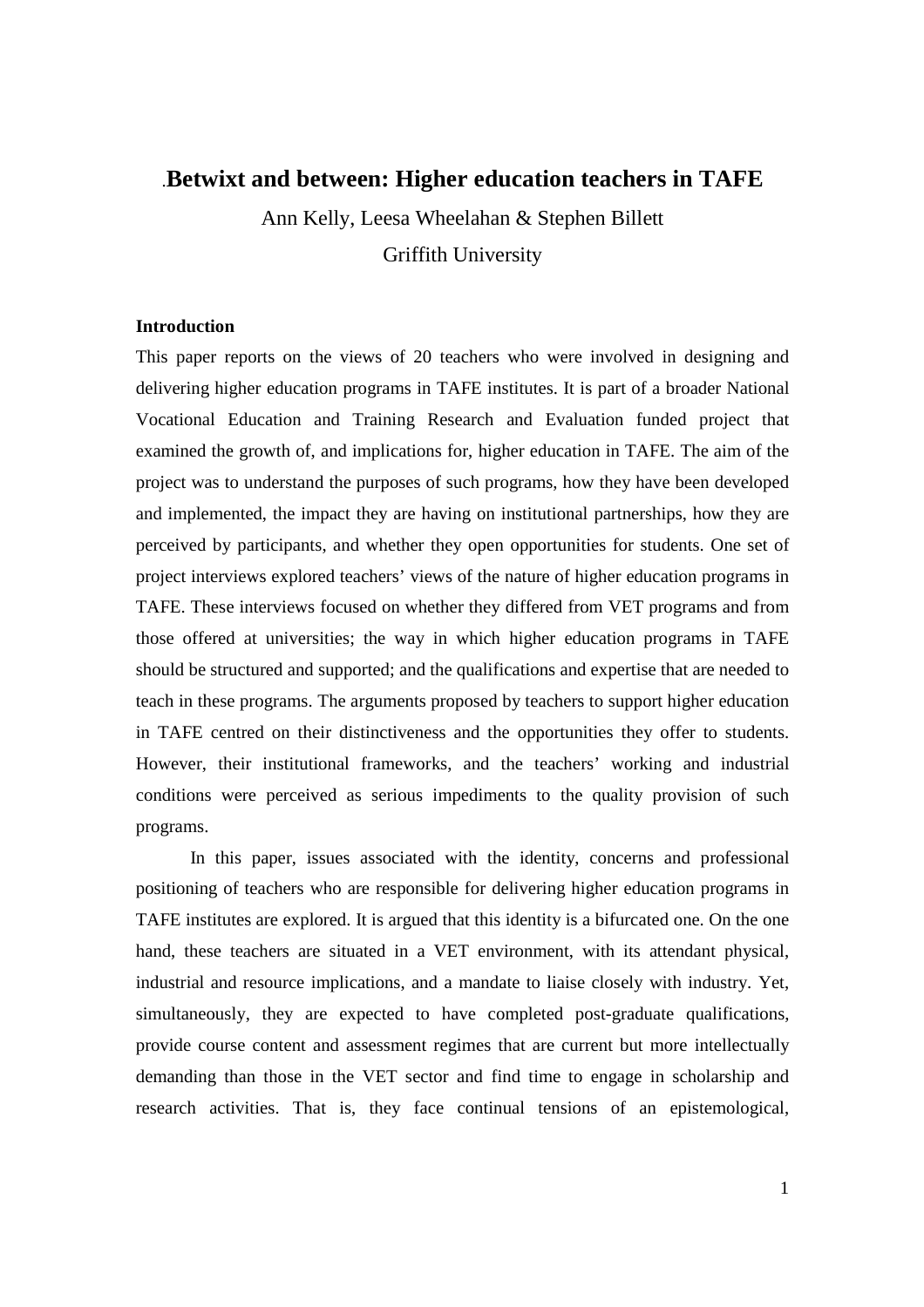# Betwixt and between: Higher education teachers in TAFE

Ann Kelly, Leesa Wheelahan & Stephen Billett

Griffith University

## Introduction

This paper reports on the views of 20 teachers who were involved in designing and delivering higher education programs in TAFE institutes. It is part of a broader National Vocational Education and Training Research and Evaluation funded project that examined the growth of, and implications for, higher education in TAFE. The aim of the project was to understand the purposes of such programs, how they have been developed and implemented, the impact they are having on institutional partnerships, how they are perceived by participants, and whether they open opportunities for students. One set of project interviews explored teachers' views of the nature of higher education programs in TAFE. These interviews focused on whether they differed from VET programs and from those offered at universities; the way in which higher education programs in TAFE should be structured and supported; and the qualifications and expertise that are needed to teach in these programs. The arguments proposed by teachers to support higher education in TAFE centred on their distinctiveness and the opportunities they offer to students. However, their institutional frameworks, and the teachers' working and industrial conditions were perceived as serious impediments to the quality provision of such programs.

In this paper, issues associated with the identity, concerns and professional positioning of teachers who are responsible for delivering higher education programs in TAFE institutes are explored. It is argued that this identity is a bifurcated one. On the one hand, these teachers are situated in a VET environment, with its attendant physical, industrial and resource implications, and a mandate to liaise closely with industry. Yet, simultaneously, they are expected to have completed post-graduate qualifications, provide course content and assessment regimes that are current but more intellectually demanding than those in the VET sector and find time to engage in scholarship and research activities. That is, they face continual tensions of an epistemological,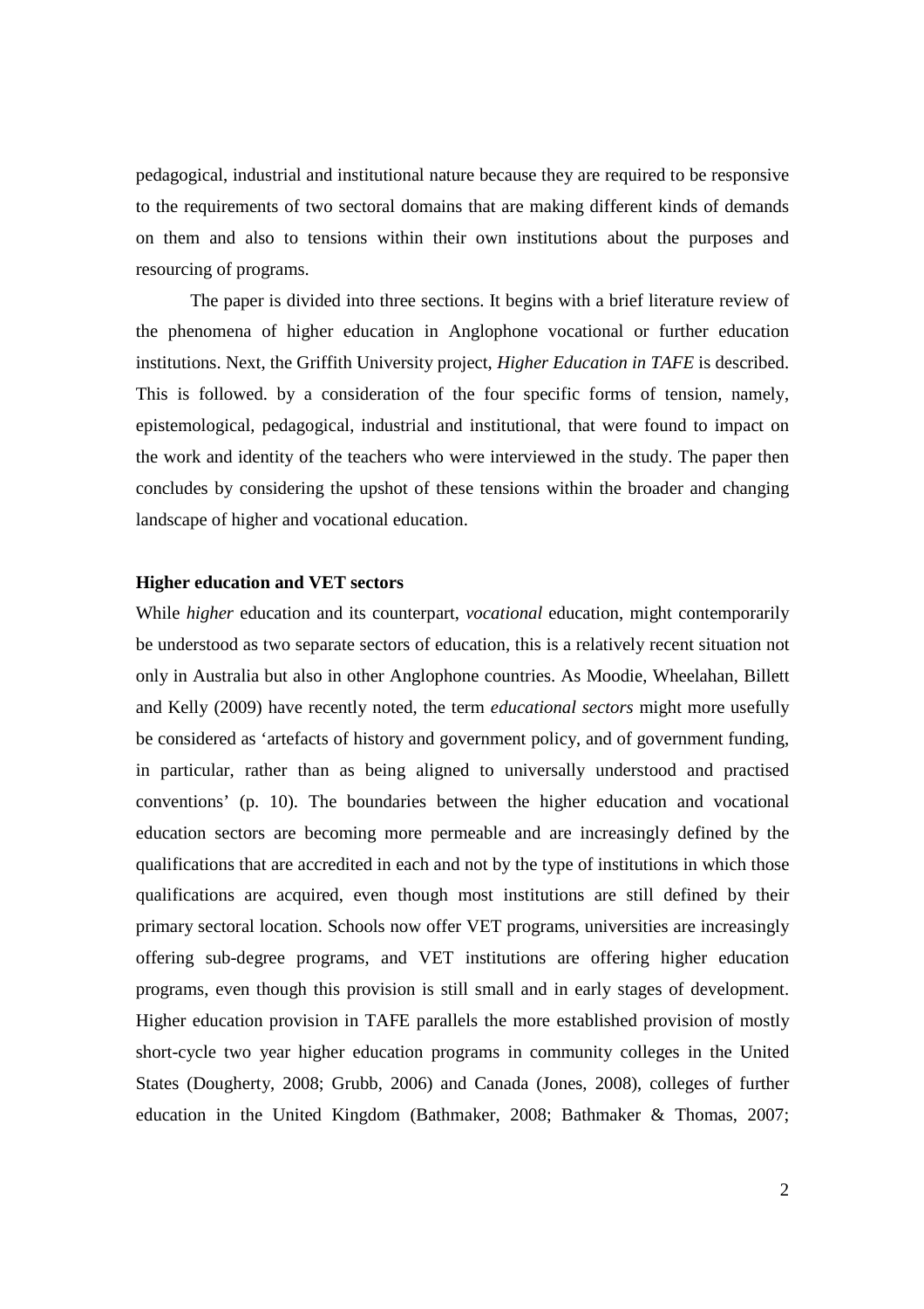pedagogical, industrial and institutional nature because they are required to be responsive to the requirements of two sectoral domains that are making different kinds of demands on them and also to tensions within their own institutions about the purposes and resourcing of programs.

The paper is divided into three sections. It begins with a brief literature review of the phenomena of higher education in Anglophone vocational or further education institutions. Next, the Griffith University project, *Higher Education in TAFE* is described. This is followed. by a consideration of the four specific forms of tension, namely, epistemological, pedagogical, industrial and institutional, that were found to impact on the work and identity of the teachers who were interviewed in the study. The paper then concludes by considering the upshot of these tensions within the broader and changing landscape of higher and vocational education.

**Higher education and VET sectors**

While *higher* education and its counterpart, *vocational* education, might contemporarily be understood as two separate sectors of education, this is a relatively recent situation not only in Australia but also in other Anglophone countries. As Moodie, Wheelahan, Billett and Kelly (2009) have recently noted, the term *educational sectors* might more usefully be considered as 'artefacts of history and government policy, and of government funding, in particular, rather than as being aligned to universally understood and practised conventions' (p. 10). The boundaries between the higher education and vocational education sectors are becoming more permeable and are increasingly defined by the qualifications that are accredited in each and not by the type of institutions in which those qualifications are acquired, even though most institutions are still defined by their primary sectoral location. Schools now offer VET programs, universities are increasingly offering sub-degree programs, and VET institutions are offering higher education programs, even though this provision is still small and in early stages of development. Higher education provision in TAFE parallels the more established provision of mostly short-cycle two year higher education programs in community colleges in the United States (Dougherty, 2008; Grubb, 2006) and Canada (Jones, 2008), colleges of further education in the United Kingdom (Bathmaker, 2008; Bathmaker & Thomas, 2007;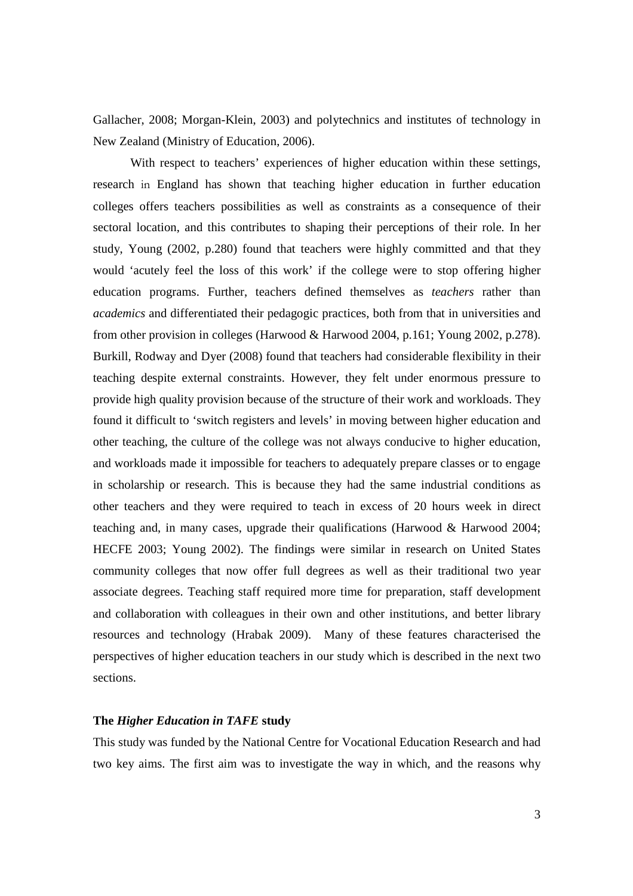Gallacher, 2008; Morgan-Klein, 2003) and polytechnics and institutes of technology in New Zealand (Ministry of Education, 2006).

With respect to teachers' experiences of higher education within these settings, research in England has shown that teaching higher education in further education colleges offers teachers possibilities as well as constraints as a consequence of their sectoral location, and this contributes to shaping their perceptions of their role. In her study, Young (2002, p.280) found that teachers were highly committed and that they would 'acutely feel the loss of this work' if the college were to stop offering higher education programs. Further, teachers defined themselves as *teachers* rather than *academics* and differentiated their pedagogic practices, both from that in universities and from other provision in colleges (Harwood & Harwood 2004, p.161; Young 2002, p.278). Burkill, Rodway and Dyer (2008) found that teachers had considerable flexibility in their teaching despite external constraints. However, they felt under enormous pressure to provide high quality provision because of the structure of their work and workloads. They found it difficult to 'switch registers and levels' in moving between higher education and other teaching, the culture of the college was not always conducive to higher education, and workloads made it impossible for teachers to adequately prepare classes or to engage in scholarship or research. This is because they had the same industrial conditions as other teachers and they were required to teach in excess of 20 hours week in direct teaching and, in many cases, upgrade their qualifications (Harwood & Harwood 2004; HECFE 2003; Young 2002). The findings were similar in research on United States community colleges that now offer full degrees as well as their traditional two year associate degrees. Teaching staff required more time for preparation, staff development and collaboration with colleagues in their own and other institutions, and better library resources and technology (Hrabak 2009). Many of these features characterised the perspectives of higher education teachers in our study which is described in the next two sections.

## The *Higher Education in TAFE* study

This study was funded by the National Centre for Vocational Education Research and had two key aims. The first aim was to investigate the way in which, and the reasons why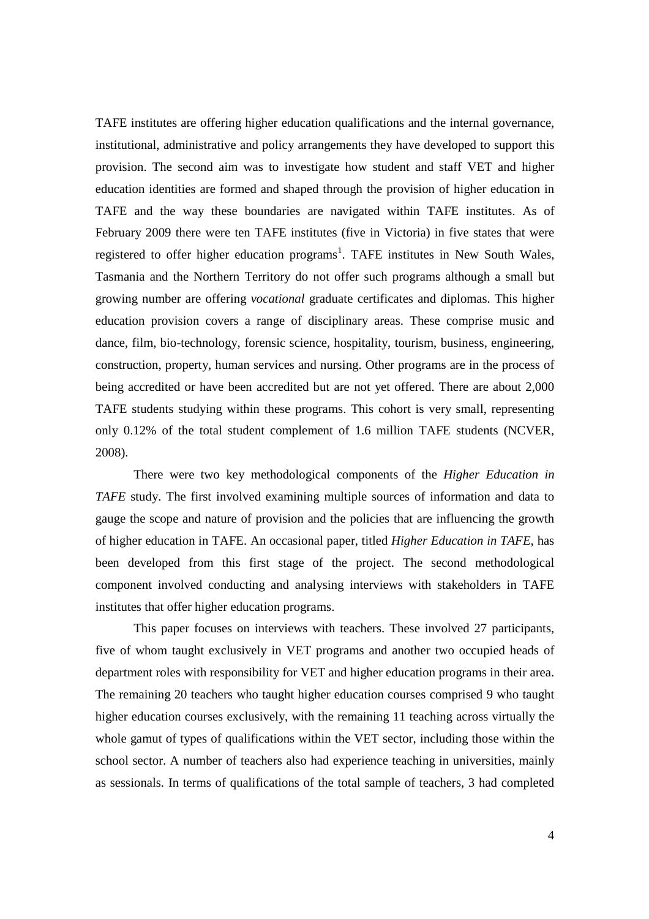TAFE institutes are offering higher education qualifications and the internal governance, institutional, administrative and policy arrangements they have developed to support this provision. The second aim was to investigate how student and staff VET and higher education identities are formed and shaped through the provision of higher education in TAFE and the way these boundaries are navigated within TAFE institutes. As of February 2009 there were ten TAFE institutes (five in Victoria) in five states that were registered to offer higher education programs[1]. TAFE institutes in New South Wales, Tasmania and the Northern Territory do not offer such programs although a small but growing number are offering *vocational* graduate certificates and diplomas. This higher education provision covers a range of disciplinary areas. These comprise music and dance, film, bio-technology, forensic science, hospitality, tourism, business, engineering, construction, property, human services and nursing. Other programs are in the process of being accredited or have been accredited but are not yet offered. There are about 2,000 TAFE students studying within these programs. This cohort is very small, representing only 0.12% of the total student complement of 1.6 million TAFE students (NCVER, 2008).

There were two key methodological components of the *Higher Education in TAFE* study. The first involved examining multiple sources of information and data to gauge the scope and nature of provision and the policies that are influencing the growth of higher education in TAFE. An occasional paper, titled *Higher Education in TAFE*, has been developed from this first stage of the project. The second methodological component involved conducting and analysing interviews with stakeholders in TAFE institutes that offer higher education programs.

This paper focuses on interviews with teachers. These involved 27 participants, five of whom taught exclusively in VET programs and another two occupied heads of department roles with responsibility for VET and higher education programs in their area. The remaining 20 teachers who taught higher education courses comprised 9 who taught higher education courses exclusively, with the remaining 11 teaching across virtually the whole gamut of types of qualifications within the VET sector, including those within the school sector. A number of teachers also had experience teaching in universities, mainly as sessionals. In terms of qualifications of the total sample of teachers, 3 had completed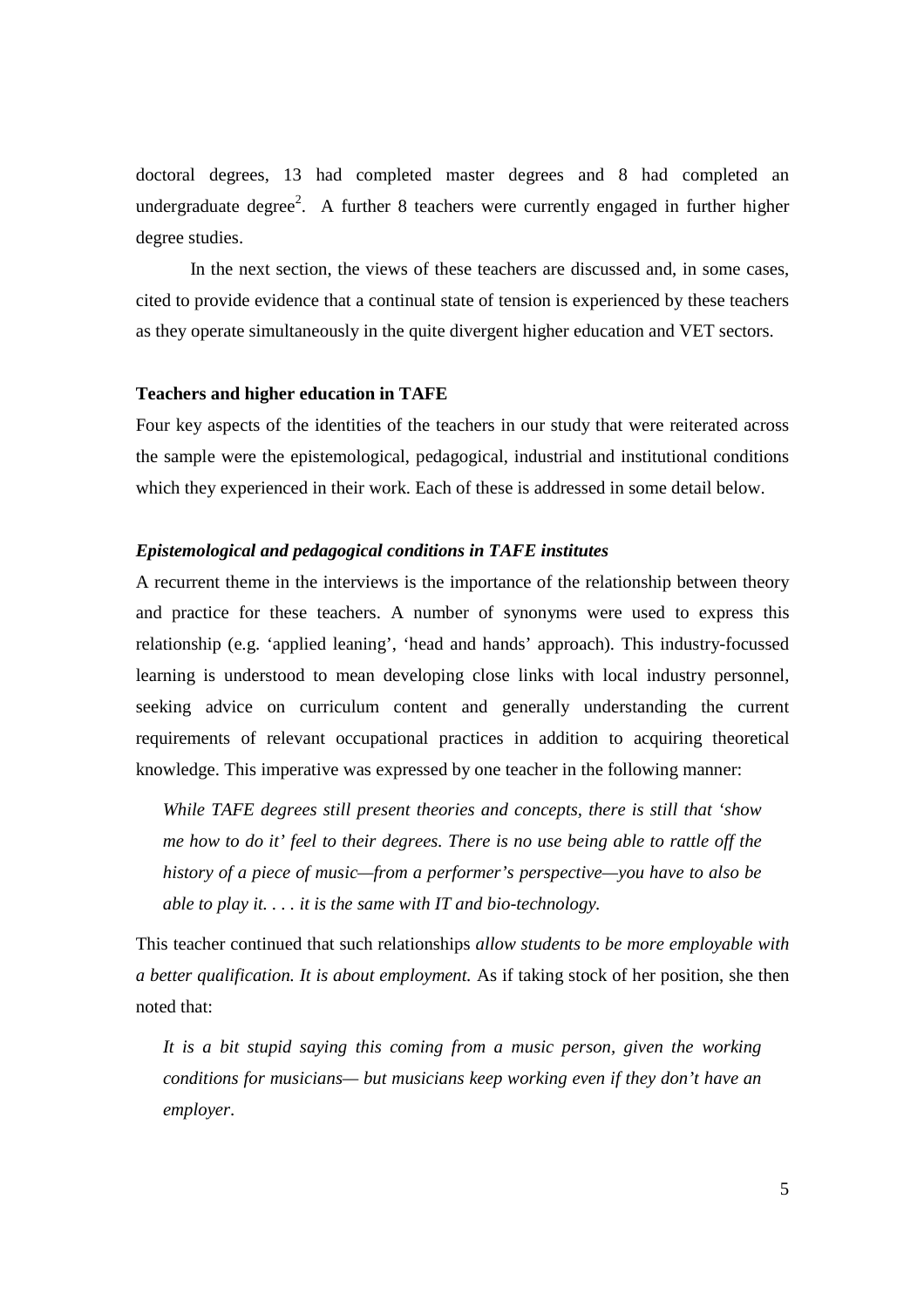doctoral degrees, 13 had completed master degrees and 8 had completed an undergraduate degree[2]. A further 8 teachers were currently engaged in further higher degree studies.

In the next section, the views of these teachers are discussed and, in some cases, cited to provide evidence that a continual state of tension is experienced by these teachers as they operate simultaneously in the quite divergent higher education and VET sectors.

**Teachers and higher education in TAFE**

Four key aspects of the identities of the teachers in our study that were reiterated across the sample were the epistemological, pedagogical, industrial and institutional conditions which they experienced in their work. Each of these is addressed in some detail below.

***Epistemological and pedagogical conditions in TAFE institutes***

A recurrent theme in the interviews is the importance of the relationship between theory and practice for these teachers. A number of synonyms were used to express this relationship (e.g. 'applied leaning', 'head and hands' approach). This industry-focussed learning is understood to mean developing close links with local industry personnel, seeking advice on curriculum content and generally understanding the current requirements of relevant occupational practices in addition to acquiring theoretical knowledge. This imperative was expressed by one teacher in the following manner:

> *While TAFE degrees still present theories and concepts, there is still that 'show me how to do it' feel to their degrees. There is no use being able to rattle off the history of a piece of music—from a performer's perspective—you have to also be able to play it. . . . it is the same with IT and bio-technology.*

This teacher continued that such relationships *allow students to be more employable with a better qualification. It is about employment.* As if taking stock of her position, she then noted that:

> *It is a bit stupid saying this coming from a music person, given the working conditions for musicians— but musicians keep working even if they don't have an employer*.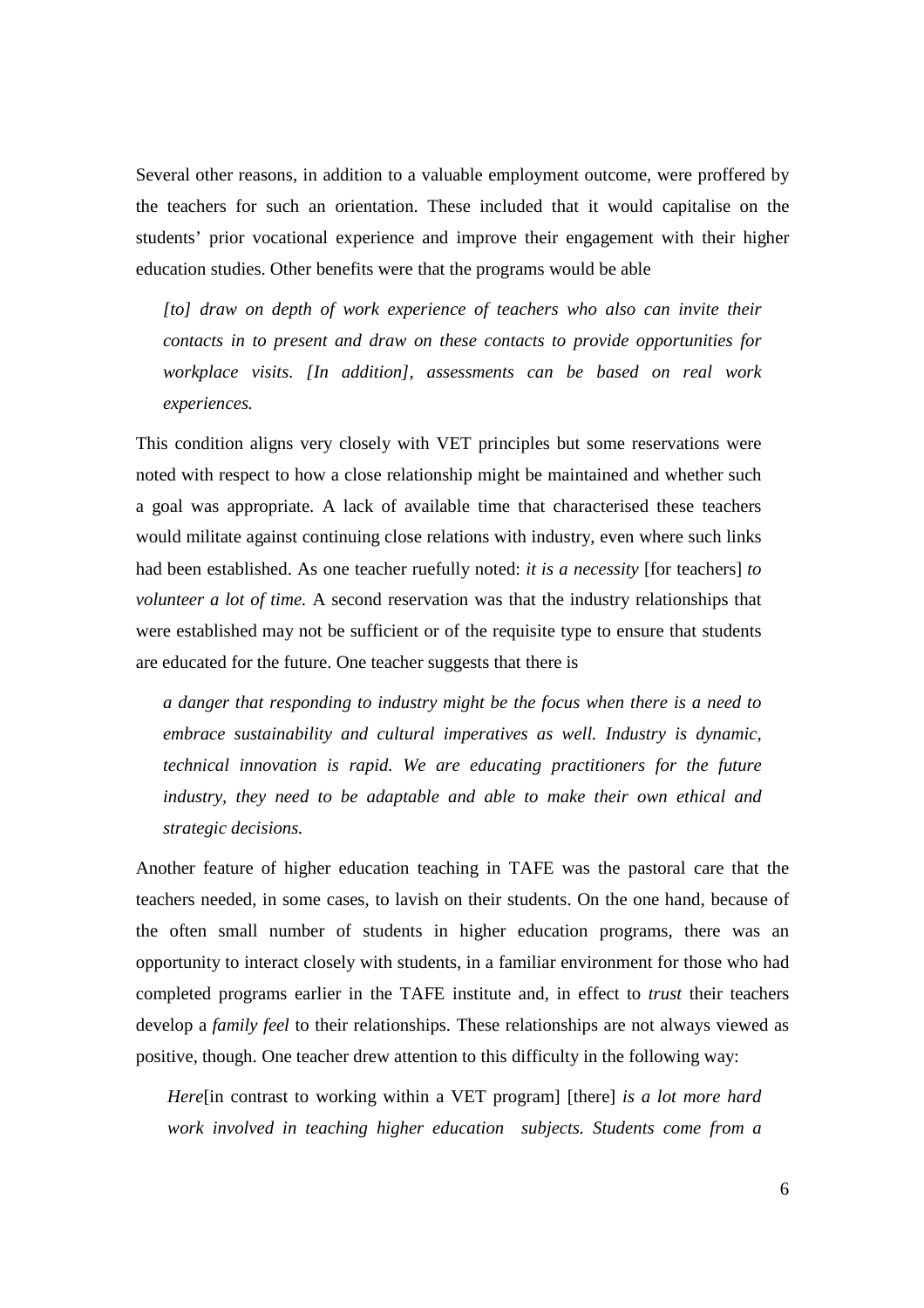Several other reasons, in addition to a valuable employment outcome, were proffered by the teachers for such an orientation. These included that it would capitalise on the students' prior vocational experience and improve their engagement with their higher education studies. Other benefits were that the programs would be able

> *[to] draw on depth of work experience of teachers who also can invite their contacts in to present and draw on these contacts to provide opportunities for workplace visits. [In addition], assessments can be based on real work experiences.*

This condition aligns very closely with VET principles but some reservations were noted with respect to how a close relationship might be maintained and whether such a goal was appropriate. A lack of available time that characterised these teachers would militate against continuing close relations with industry, even where such links had been established. As one teacher ruefully noted: *it is a necessity* [for teachers] *to volunteer a lot of time.* A second reservation was that the industry relationships that were established may not be sufficient or of the requisite type to ensure that students are educated for the future. One teacher suggests that there is

> *a danger that responding to industry might be the focus when there is a need to embrace sustainability and cultural imperatives as well. Industry is dynamic, technical innovation is rapid. We are educating practitioners for the future industry, they need to be adaptable and able to make their own ethical and strategic decisions.*

Another feature of higher education teaching in TAFE was the pastoral care that the teachers needed, in some cases, to lavish on their students. On the one hand, because of the often small number of students in higher education programs, there was an opportunity to interact closely with students, in a familiar environment for those who had completed programs earlier in the TAFE institute and, in effect to *trust* their teachers develop a *family feel* to their relationships. These relationships are not always viewed as positive, though. One teacher drew attention to this difficulty in the following way:

> *Here*[in contrast to working within a VET program] [there] *is a lot more hard work involved in teaching higher education subjects. Students come from a*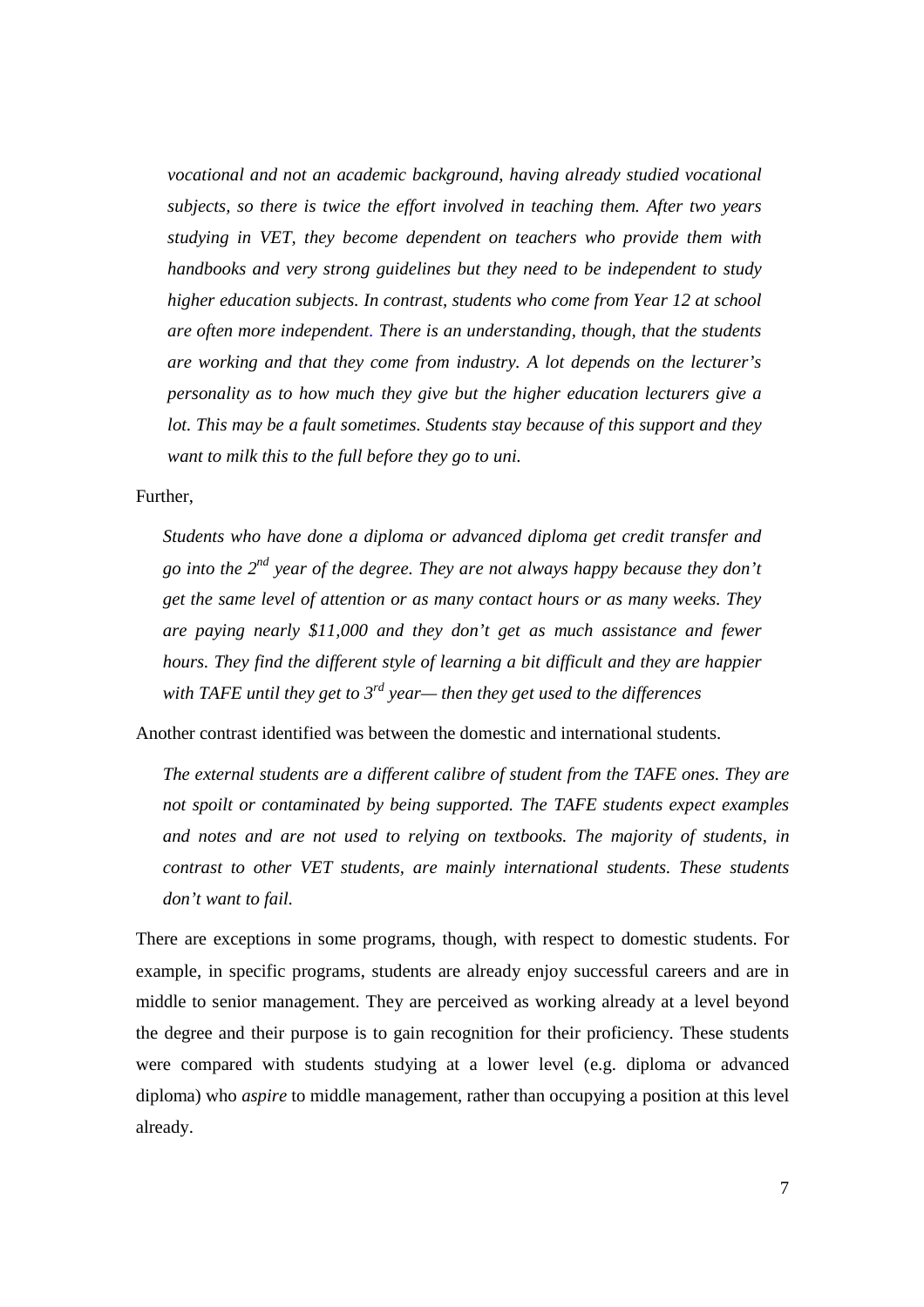*vocational and not an academic background, having already studied vocational subjects, so there is twice the effort involved in teaching them. After two years studying in VET, they become dependent on teachers who provide them with handbooks and very strong guidelines but they need to be independent to study higher education subjects. In contrast, students who come from Year 12 at school are often more independent. There is an understanding, though, that the students are working and that they come from industry. A lot depends on the lecturer's personality as to how much they give but the higher education lecturers give a lot. This may be a fault sometimes. Students stay because of this support and they want to milk this to the full before they go to uni.*

Further,

> *Students who have done a diploma or advanced diploma get credit transfer and go into the 2nd year of the degree. They are not always happy because they don't get the same level of attention or as many contact hours or as many weeks. They are paying nearly $11,000 and they don't get as much assistance and fewer hours. They find the different style of learning a bit difficult and they are happier with TAFE until they get to 3rd year— then they get used to the differences*

Another contrast identified was between the domestic and international students.

> *The external students are a different calibre of student from the TAFE ones. They are not spoilt or contaminated by being supported. The TAFE students expect examples and notes and are not used to relying on textbooks. The majority of students, in contrast to other VET students, are mainly international students. These students don't want to fail.*

There are exceptions in some programs, though, with respect to domestic students. For example, in specific programs, students are already enjoy successful careers and are in middle to senior management. They are perceived as working already at a level beyond the degree and their purpose is to gain recognition for their proficiency. These students were compared with students studying at a lower level (e.g. diploma or advanced diploma) who *aspire* to middle management, rather than occupying a position at this level already.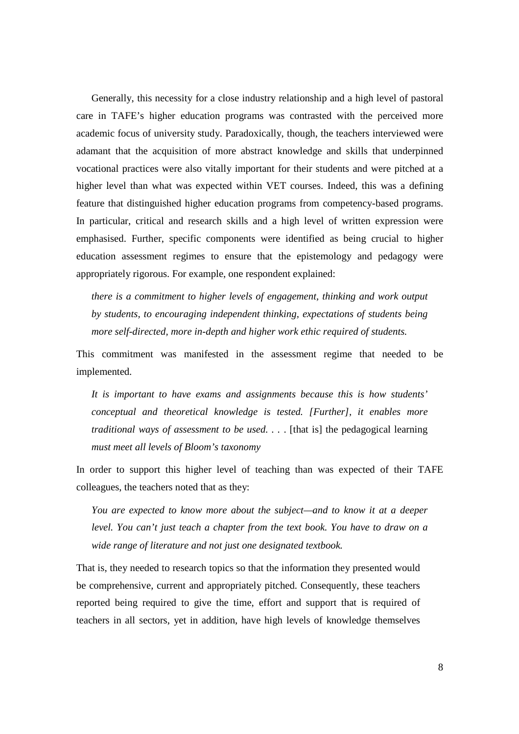Generally, this necessity for a close industry relationship and a high level of pastoral care in TAFE's higher education programs was contrasted with the perceived more academic focus of university study. Paradoxically, though, the teachers interviewed were adamant that the acquisition of more abstract knowledge and skills that underpinned vocational practices were also vitally important for their students and were pitched at a higher level than what was expected within VET courses. Indeed, this was a defining feature that distinguished higher education programs from competency-based programs. In particular, critical and research skills and a high level of written expression were emphasised. Further, specific components were identified as being crucial to higher education assessment regimes to ensure that the epistemology and pedagogy were appropriately rigorous. For example, one respondent explained:

> *there is a commitment to higher levels of engagement, thinking and work output by students, to encouraging independent thinking, expectations of students being more self-directed, more in-depth and higher work ethic required of students.*

This commitment was manifested in the assessment regime that needed to be implemented.

> *It is important to have exams and assignments because this is how students' conceptual and theoretical knowledge is tested. [Further], it enables more traditional ways of assessment to be used. . . .* [that is] the pedagogical learning *must meet all levels of Bloom's taxonomy*

In order to support this higher level of teaching than was expected of their TAFE colleagues, the teachers noted that as they:

> *You are expected to know more about the subject—and to know it at a deeper level. You can't just teach a chapter from the text book. You have to draw on a wide range of literature and not just one designated textbook.*

That is, they needed to research topics so that the information they presented would be comprehensive, current and appropriately pitched. Consequently, these teachers reported being required to give the time, effort and support that is required of teachers in all sectors, yet in addition, have high levels of knowledge themselves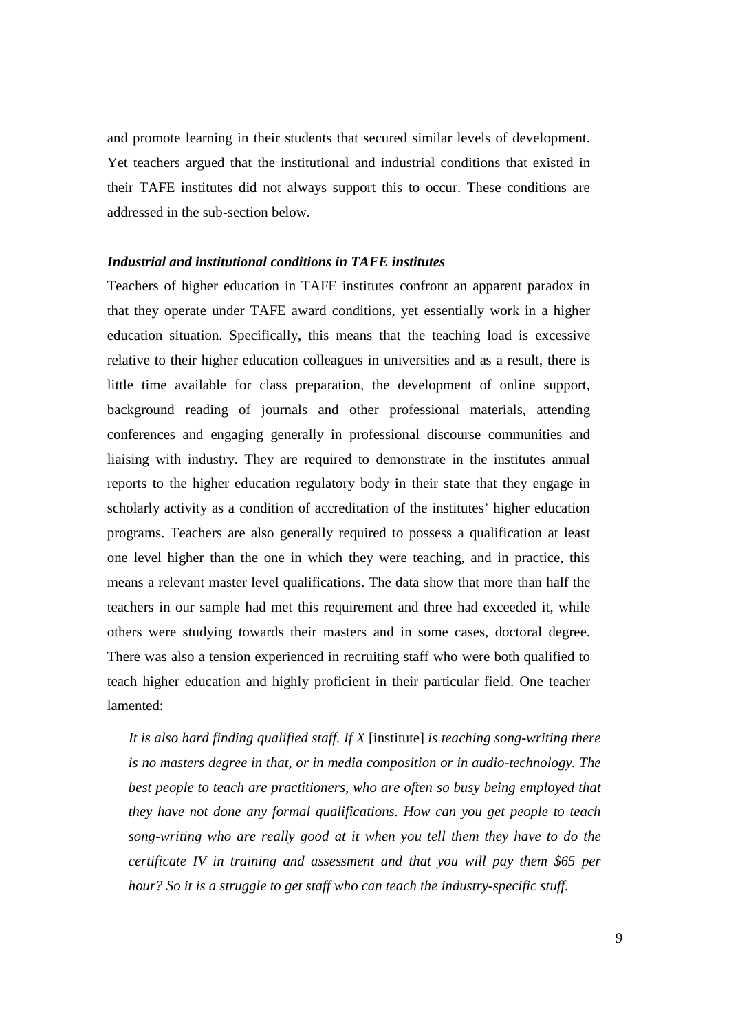and promote learning in their students that secured similar levels of development. Yet teachers argued that the institutional and industrial conditions that existed in their TAFE institutes did not always support this to occur. These conditions are addressed in the sub-section below.

### *Industrial and institutional conditions in TAFE institutes*

Teachers of higher education in TAFE institutes confront an apparent paradox in that they operate under TAFE award conditions, yet essentially work in a higher education situation. Specifically, this means that the teaching load is excessive relative to their higher education colleagues in universities and as a result, there is little time available for class preparation, the development of online support, background reading of journals and other professional materials, attending conferences and engaging generally in professional discourse communities and liaising with industry. They are required to demonstrate in the institutes annual reports to the higher education regulatory body in their state that they engage in scholarly activity as a condition of accreditation of the institutes' higher education programs. Teachers are also generally required to possess a qualification at least one level higher than the one in which they were teaching, and in practice, this means a relevant master level qualifications. The data show that more than half the teachers in our sample had met this requirement and three had exceeded it, while others were studying towards their masters and in some cases, doctoral degree. There was also a tension experienced in recruiting staff who were both qualified to teach higher education and highly proficient in their particular field. One teacher lamented:

> *It is also hard finding qualified staff. If X* [institute] *is teaching song-writing there is no masters degree in that, or in media composition or in audio-technology. The best people to teach are practitioners, who are often so busy being employed that they have not done any formal qualifications. How can you get people to teach song-writing who are really good at it when you tell them they have to do the certificate IV in training and assessment and that you will pay them $65 per hour? So it is a struggle to get staff who can teach the industry-specific stuff.*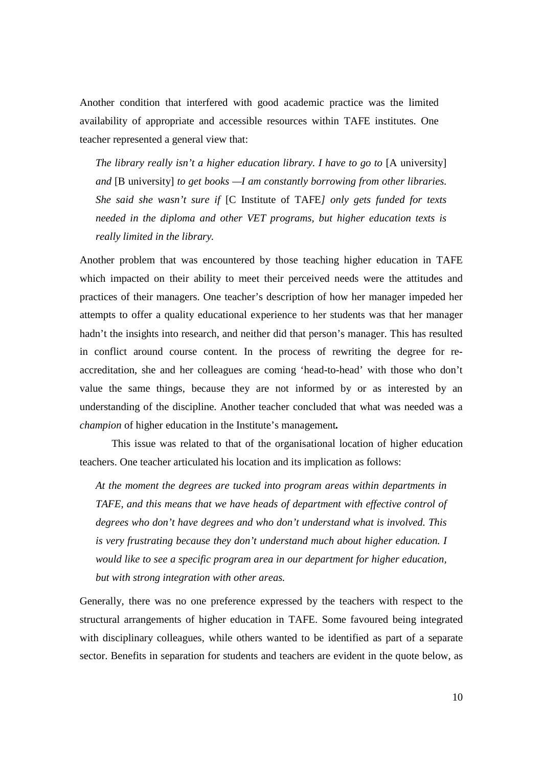Another condition that interfered with good academic practice was the limited availability of appropriate and accessible resources within TAFE institutes. One teacher represented a general view that:

> *The library really isn't a higher education library. I have to go to* [A university] *and* [B university] *to get books —I am constantly borrowing from other libraries. She said she wasn't sure if* [C Institute of TAFE*] only gets funded for texts needed in the diploma and other VET programs, but higher education texts is really limited in the library.*

Another problem that was encountered by those teaching higher education in TAFE which impacted on their ability to meet their perceived needs were the attitudes and practices of their managers. One teacher's description of how her manager impeded her attempts to offer a quality educational experience to her students was that her manager hadn't the insights into research, and neither did that person's manager. This has resulted in conflict around course content. In the process of rewriting the degree for re-accreditation, she and her colleagues are coming 'head-to-head' with those who don't value the same things, because they are not informed by or as interested by an understanding of the discipline. Another teacher concluded that what was needed was a *champion* of higher education in the Institute's management**.**

This issue was related to that of the organisational location of higher education teachers. One teacher articulated his location and its implication as follows:

> *At the moment the degrees are tucked into program areas within departments in TAFE, and this means that we have heads of department with effective control of degrees who don't have degrees and who don't understand what is involved. This is very frustrating because they don't understand much about higher education. I would like to see a specific program area in our department for higher education, but with strong integration with other areas.*

Generally, there was no one preference expressed by the teachers with respect to the structural arrangements of higher education in TAFE. Some favoured being integrated with disciplinary colleagues, while others wanted to be identified as part of a separate sector. Benefits in separation for students and teachers are evident in the quote below, as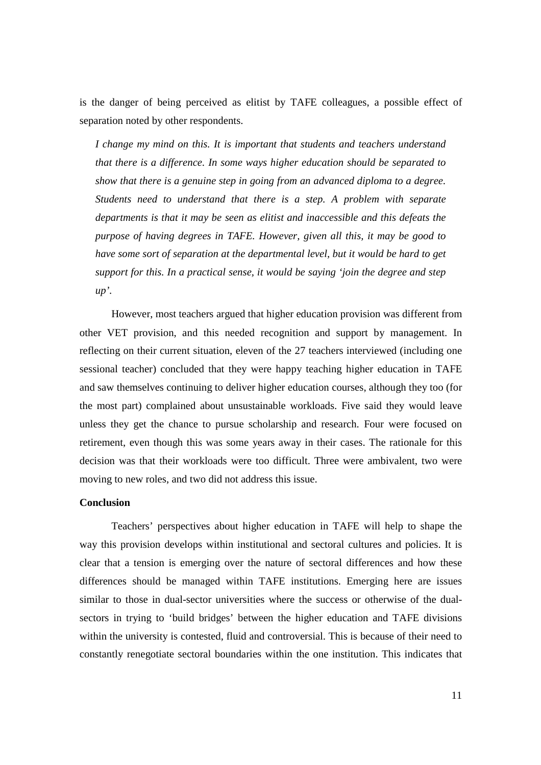is the danger of being perceived as elitist by TAFE colleagues, a possible effect of separation noted by other respondents.

> *I change my mind on this. It is important that students and teachers understand that there is a difference. In some ways higher education should be separated to show that there is a genuine step in going from an advanced diploma to a degree. Students need to understand that there is a step. A problem with separate departments is that it may be seen as elitist and inaccessible and this defeats the purpose of having degrees in TAFE. However, given all this, it may be good to have some sort of separation at the departmental level, but it would be hard to get support for this. In a practical sense, it would be saying 'join the degree and step up'.*

However, most teachers argued that higher education provision was different from other VET provision, and this needed recognition and support by management. In reflecting on their current situation, eleven of the 27 teachers interviewed (including one sessional teacher) concluded that they were happy teaching higher education in TAFE and saw themselves continuing to deliver higher education courses, although they too (for the most part) complained about unsustainable workloads. Five said they would leave unless they get the chance to pursue scholarship and research. Four were focused on retirement, even though this was some years away in their cases. The rationale for this decision was that their workloads were too difficult. Three were ambivalent, two were moving to new roles, and two did not address this issue.

**Conclusion**

Teachers' perspectives about higher education in TAFE will help to shape the way this provision develops within institutional and sectoral cultures and policies. It is clear that a tension is emerging over the nature of sectoral differences and how these differences should be managed within TAFE institutions. Emerging here are issues similar to those in dual-sector universities where the success or otherwise of the dual-sectors in trying to 'build bridges' between the higher education and TAFE divisions within the university is contested, fluid and controversial. This is because of their need to constantly renegotiate sectoral boundaries within the one institution. This indicates that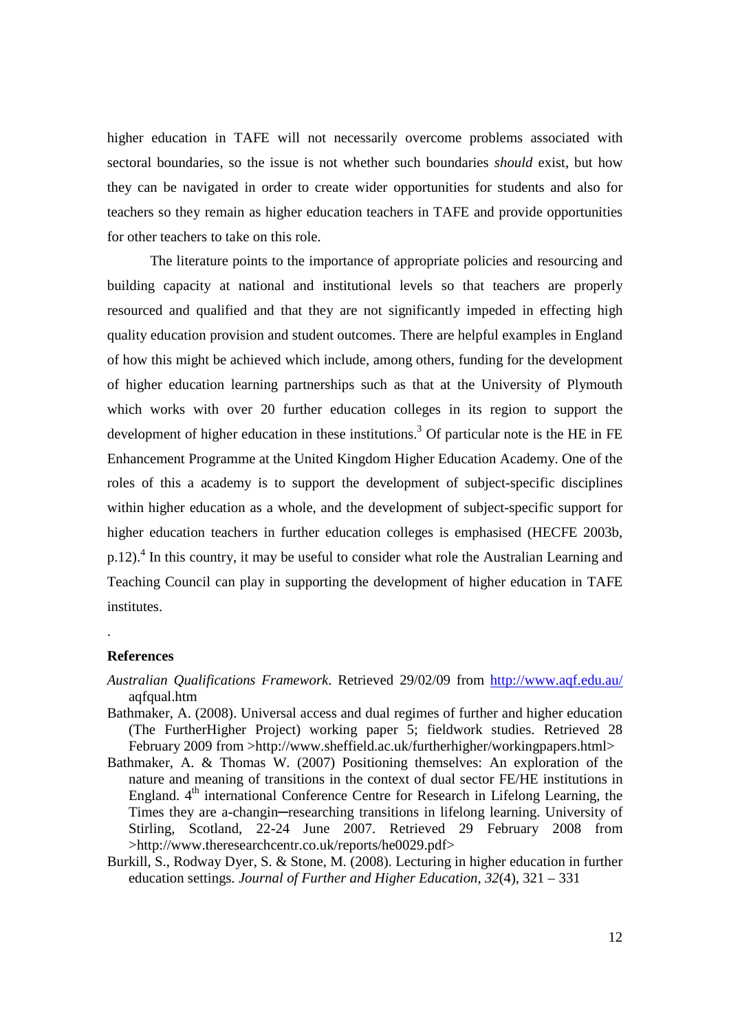higher education in TAFE will not necessarily overcome problems associated with sectoral boundaries, so the issue is not whether such boundaries *should* exist, but how they can be navigated in order to create wider opportunities for students and also for teachers so they remain as higher education teachers in TAFE and provide opportunities for other teachers to take on this role.

The literature points to the importance of appropriate policies and resourcing and building capacity at national and institutional levels so that teachers are properly resourced and qualified and that they are not significantly impeded in effecting high quality education provision and student outcomes. There are helpful examples in England of how this might be achieved which include, among others, funding for the development of higher education learning partnerships such as that at the University of Plymouth which works with over 20 further education colleges in its region to support the development of higher education in these institutions.[3] Of particular note is the HE in FE Enhancement Programme at the United Kingdom Higher Education Academy. One of the roles of this a academy is to support the development of subject-specific disciplines within higher education as a whole, and the development of subject-specific support for higher education teachers in further education colleges is emphasised (HECFE 2003b, p.12).[4] In this country, it may be useful to consider what role the Australian Learning and Teaching Council can play in supporting the development of higher education in TAFE institutes.

.

**References**

*Australian Qualifications Framework*. Retrieved 29/02/09 from http://www.aqf.edu.au/ aqfqual.htm

Bathmaker, A. (2008). Universal access and dual regimes of further and higher education (The FurtherHigher Project) working paper 5; fieldwork studies. Retrieved 28 February 2009 from >http://www.sheffield.ac.uk/furtherhigher/workingpapers.html>

Bathmaker, A. & Thomas W. (2007) Positioning themselves: An exploration of the nature and meaning of transitions in the context of dual sector FE/HE institutions in England. 4th international Conference Centre for Research in Lifelong Learning, the Times they are a-changin─researching transitions in lifelong learning. University of Stirling, Scotland, 22-24 June 2007. Retrieved 29 February 2008 from >http://www.theresearchcentr.co.uk/reports/he0029.pdf>

Burkill, S., Rodway Dyer, S. & Stone, M. (2008). Lecturing in higher education in further education settings. *Journal of Further and Higher Education*, *32*(4), 321 – 331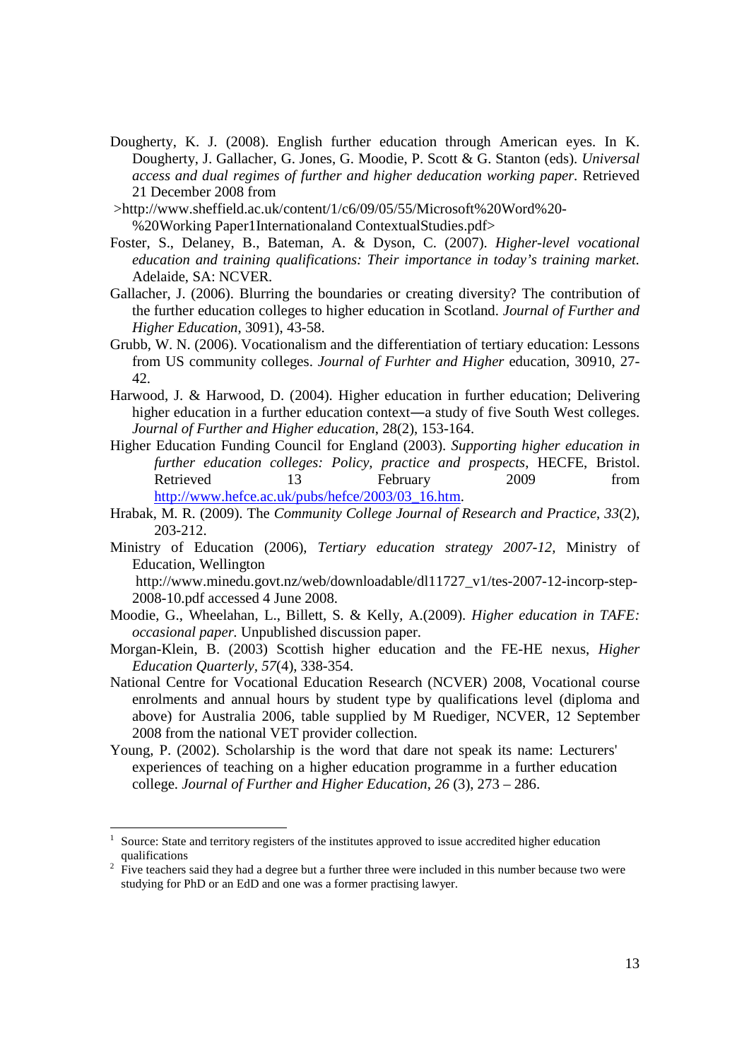Dougherty, K. J. (2008). English further education through American eyes. In K. Dougherty, J. Gallacher, G. Jones, G. Moodie, P. Scott & G. Stanton (eds). *Universal access and dual regimes of further and higher deducation working paper*. Retrieved 21 December 2008 from

>http://www.sheffield.ac.uk/content/1/c6/09/05/55/Microsoft%20Word%20-%20Working Paper1Internationaland ContextualStudies.pdf>

Foster, S., Delaney, B., Bateman, A. & Dyson, C. (2007). *Higher-level vocational education and training qualifications: Their importance in today's training market.* Adelaide, SA: NCVER.

Gallacher, J. (2006). Blurring the boundaries or creating diversity? The contribution of the further education colleges to higher education in Scotland. *Journal of Further and Higher Education*, 3091), 43-58.

Grubb, W. N. (2006). Vocationalism and the differentiation of tertiary education: Lessons from US community colleges. *Journal of Furhter and Higher* education, 30910, 27-42.

Harwood, J. & Harwood, D. (2004). Higher education in further education; Delivering higher education in a further education context—a study of five South West colleges. *Journal of Further and Higher education*, 28(2), 153-164.

Higher Education Funding Council for England (2003). *Supporting higher education in further education colleges: Policy, practice and prospects*, HECFE, Bristol. Retrieved 13 February 2009 from http://www.hefce.ac.uk/pubs/hefce/2003/03_16.htm.

Hrabak, M. R. (2009). The *Community College Journal of Research and Practice*, *33*(2), 203-212.

Ministry of Education (2006), *Tertiary education strategy 2007-12*, Ministry of Education, Wellington http://www.minedu.govt.nz/web/downloadable/dl11727_v1/tes-2007-12-incorp-step-2008-10.pdf accessed 4 June 2008.

Moodie, G., Wheelahan, L., Billett, S. & Kelly, A.(2009). *Higher education in TAFE: occasional paper.* Unpublished discussion paper.

Morgan-Klein, B. (2003) Scottish higher education and the FE-HE nexus, *Higher Education Quarterly*, *57*(4), 338-354.

National Centre for Vocational Education Research (NCVER) 2008, Vocational course enrolments and annual hours by student type by qualifications level (diploma and above) for Australia 2006, table supplied by M Ruediger, NCVER, 12 September 2008 from the national VET provider collection.

Young, P. (2002). Scholarship is the word that dare not speak its name: Lecturers' experiences of teaching on a higher education programme in a further education college. *Journal of Further and Higher Education*, *26* (3), 273 – 286.

---

[1] Source: State and territory registers of the institutes approved to issue accredited higher education qualifications

[2] Five teachers said they had a degree but a further three were included in this number because two were studying for PhD or an EdD and one was a former practising lawyer.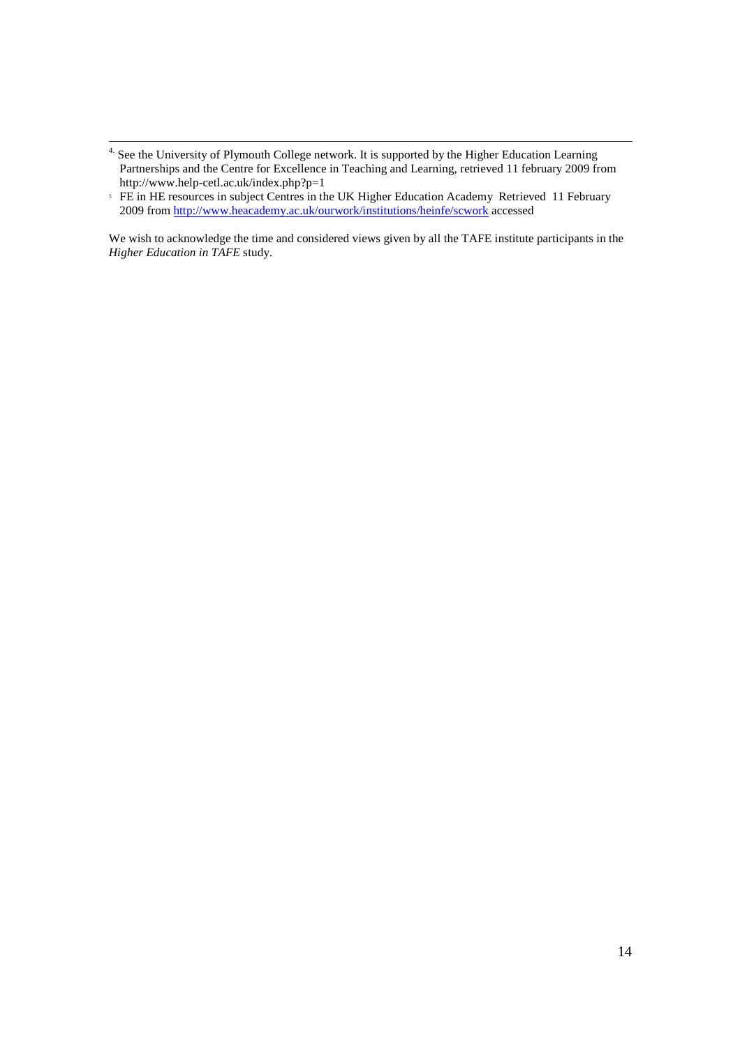[4.] See the University of Plymouth College network. It is supported by the Higher Education Learning Partnerships and the Centre for Excellence in Teaching and Learning, retrieved 11 february 2009 from http://www.help-cetl.ac.uk/index.php?p=1

[5] FE in HE resources in subject Centres in the UK Higher Education Academy Retrieved 11 February 2009 from http://www.heacademy.ac.uk/ourwork/institutions/heinfe/scwork accessed

We wish to acknowledge the time and considered views given by all the TAFE institute participants in the *Higher Education in TAFE* study.